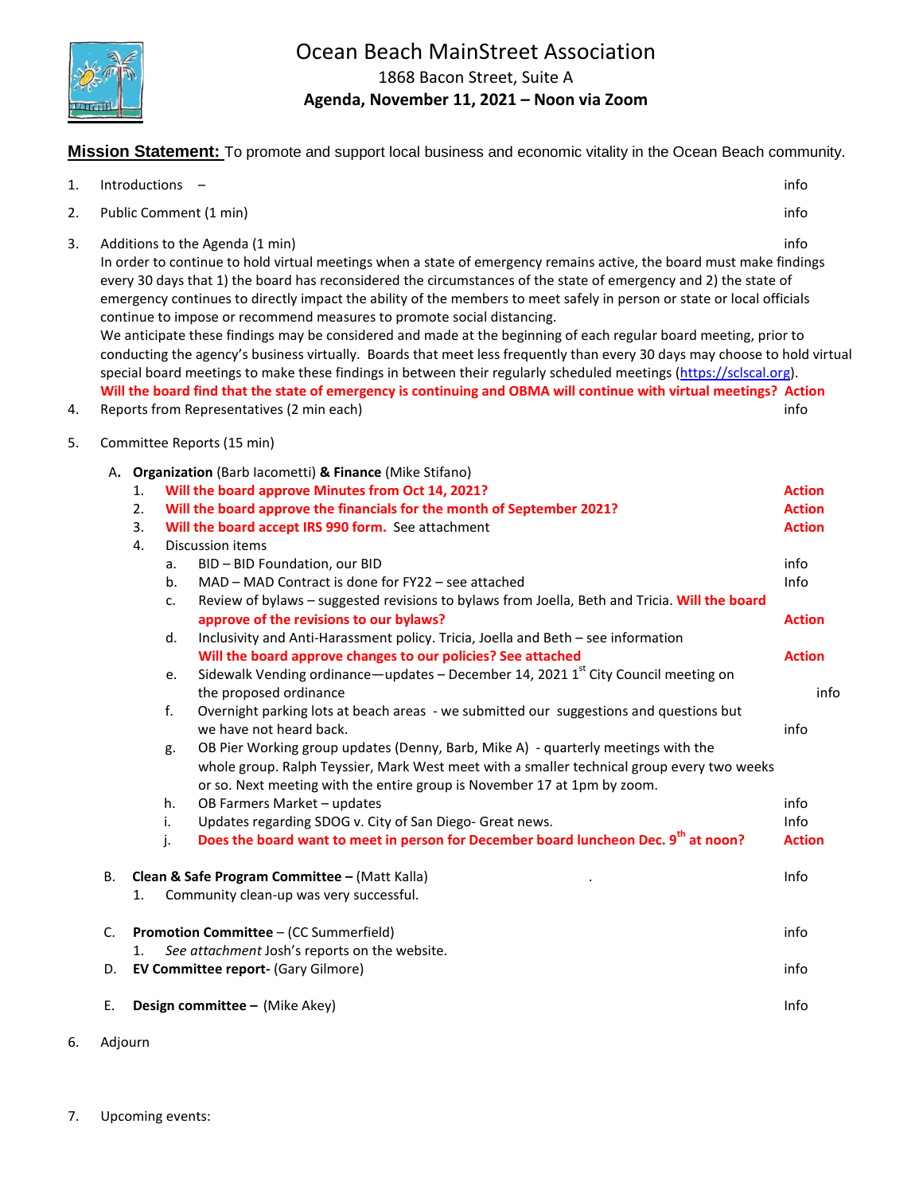# Ocean Beach MainStreet Association

1868 Bacon Street, Suite A

**Agenda, November 11, 2021 – Noon via Zoom**

**Mission Statement:** To promote and support local business and economic vitality in the Ocean Beach community.

1. Introductions – info
2. Public Comment (1 min) info
3. Additions to the Agenda (1 min) info
   In order to continue to hold virtual meetings when a state of emergency remains active, the board must make findings every 30 days that 1) the board has reconsidered the circumstances of the state of emergency and 2) the state of emergency continues to directly impact the ability of the members to meet safely in person or state or local officials continue to impose or recommend measures to promote social distancing.
   We anticipate these findings may be considered and made at the beginning of each regular board meeting, prior to conducting the agency's business virtually. Boards that meet less frequently than every 30 days may choose to hold virtual special board meetings to make these findings in between their regularly scheduled meetings (https://sclscal.org).
   **Will the board find that the state of emergency is continuing and OBMA will continue with virtual meetings? Action**
4. Reports from Representatives (2 min each) info
5. Committee Reports (15 min)
   A. **Organization** (Barb Iacometti) **& Finance** (Mike Stifano)
      1. **Will the board approve Minutes from Oct 14, 2021?** **Action**
      2. **Will the board approve the financials for the month of September 2021?** **Action**
      3. **Will the board accept IRS 990 form.** See attachment **Action**
      4. Discussion items
         a. BID – BID Foundation, our BID info
         b. MAD – MAD Contract is done for FY22 – see attached Info
         c. Review of bylaws – suggested revisions to bylaws from Joella, Beth and Tricia. **Will the board approve of the revisions to our bylaws?** **Action**
         d. Inclusivity and Anti-Harassment policy. Tricia, Joella and Beth – see information **Will the board approve changes to our policies? See attached** **Action**
         e. Sidewalk Vending ordinance—updates – December 14, 2021 1st City Council meeting on the proposed ordinance info
         f. Overnight parking lots at beach areas - we submitted our suggestions and questions but we have not heard back. info
         g. OB Pier Working group updates (Denny, Barb, Mike A) - quarterly meetings with the whole group. Ralph Teyssier, Mark West meet with a smaller technical group every two weeks or so. Next meeting with the entire group is November 17 at 1pm by zoom.
         h. OB Farmers Market – updates info
         i. Updates regarding SDOG v. City of San Diego- Great news. Info
         j. **Does the board want to meet in person for December board luncheon Dec. 9th at noon?** **Action**

   B. **Clean & Safe Program Committee –** (Matt Kalla) Info
      1. Community clean-up was very successful.

   C. **Promotion Committee** – (CC Summerfield) info
      1. *See attachment* Josh's reports on the website.

   D. **EV Committee report-** (Gary Gilmore) info

   E. **Design committee –** (Mike Akey) Info

6. Adjourn

7. Upcoming events: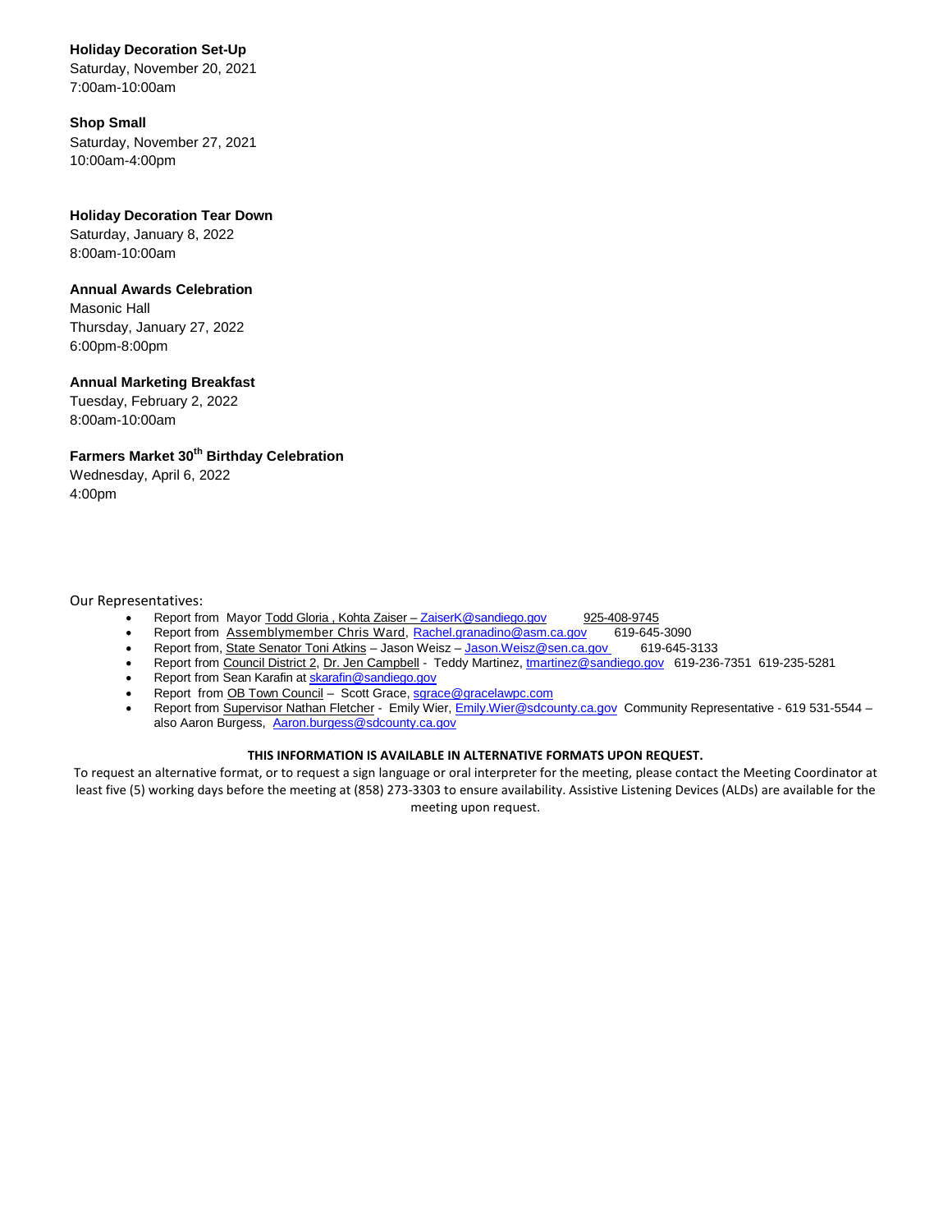**Holiday Decoration Set-Up**
Saturday, November 20, 2021
7:00am-10:00am

**Shop Small**
Saturday, November 27, 2021
10:00am-4:00pm

**Holiday Decoration Tear Down**
Saturday, January 8, 2022
8:00am-10:00am

**Annual Awards Celebration**
Masonic Hall
Thursday, January 27, 2022
6:00pm-8:00pm

**Annual Marketing Breakfast**
Tuesday, February 2, 2022
8:00am-10:00am

**Farmers Market 30th Birthday Celebration**
Wednesday, April 6, 2022
4:00pm

Our Representatives:

- Report from Mayor Todd Gloria , Kohta Zaiser – ZaiserK@sandiego.gov 925-408-9745
- Report from Assemblymember Chris Ward, Rachel.granadino@asm.ca.gov 619-645-3090
- Report from, State Senator Toni Atkins – Jason Weisz – Jason.Weisz@sen.ca.gov 619-645-3133
- Report from Council District 2, Dr. Jen Campbell - Teddy Martinez, tmartinez@sandiego.gov 619-236-7351 619-235-5281
- Report from Sean Karafin at skarafin@sandiego.gov
- Report from OB Town Council – Scott Grace, sgrace@gracelawpc.com
- Report from Supervisor Nathan Fletcher - Emily Wier, Emily.Wier@sdcounty.ca.gov Community Representative - 619 531-5544 – also Aaron Burgess, Aaron.burgess@sdcounty.ca.gov

**THIS INFORMATION IS AVAILABLE IN ALTERNATIVE FORMATS UPON REQUEST.**

To request an alternative format, or to request a sign language or oral interpreter for the meeting, please contact the Meeting Coordinator at least five (5) working days before the meeting at (858) 273-3303 to ensure availability. Assistive Listening Devices (ALDs) are available for the meeting upon request.